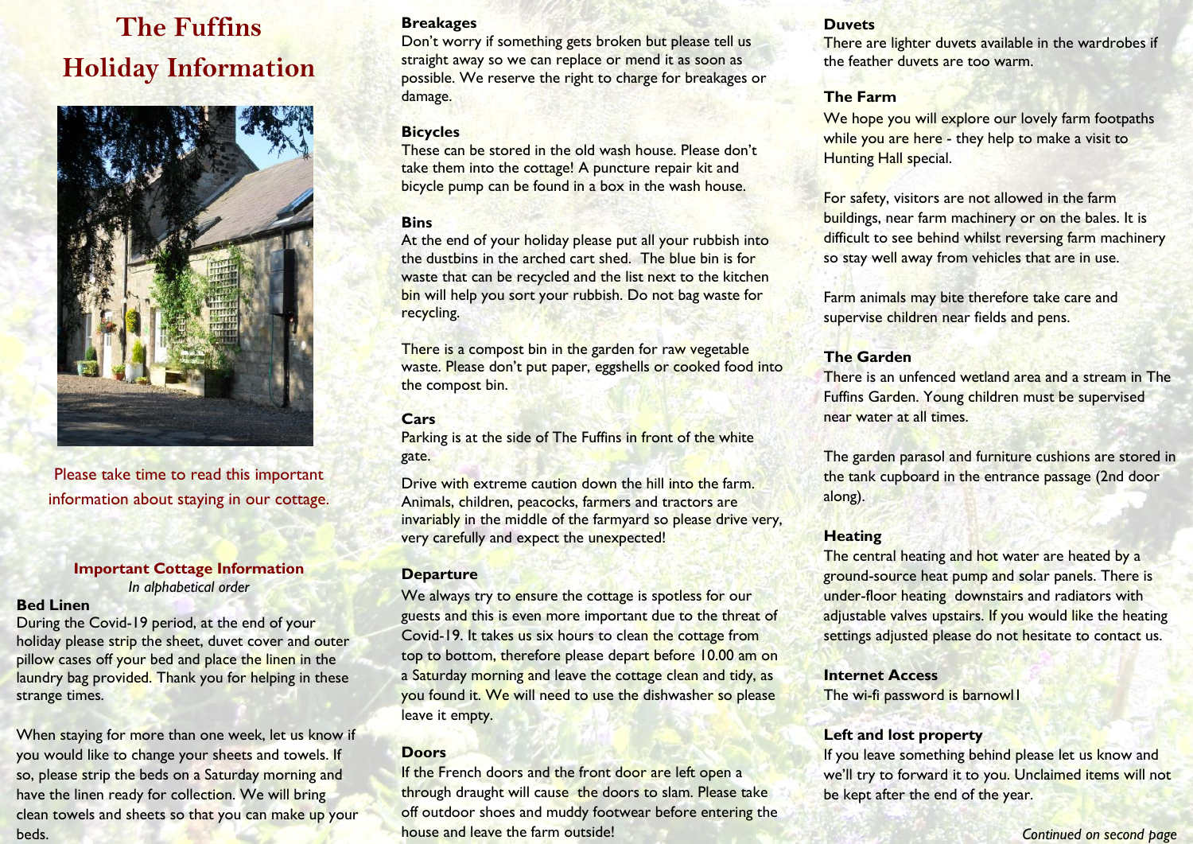# The Fuffins Holiday Information

Please take time to read this important information about staying in our cottage.

## Important Cottage Information

*In alphabetical order*

**Bed Linen**

During the Covid-19 period, at the end of your holiday please strip the sheet, duvet cover and outer pillow cases off your bed and place the linen in the laundry bag provided. Thank you for helping in these strange times.

When staying for more than one week, let us know if you would like to change your sheets and towels. If so, please strip the beds on a Saturday morning and have the linen ready for collection. We will bring clean towels and sheets so that you can make up your beds.

**Breakages**

Don't worry if something gets broken but please tell us straight away so we can replace or mend it as soon as possible. We reserve the right to charge for breakages or damage.

**Bicycles**

These can be stored in the old wash house. Please don't take them into the cottage! A puncture repair kit and bicycle pump can be found in a box in the wash house.

**Bins**

At the end of your holiday please put all your rubbish into the dustbins in the arched cart shed. The blue bin is for waste that can be recycled and the list next to the kitchen bin will help you sort your rubbish. Do not bag waste for recycling.

There is a compost bin in the garden for raw vegetable waste. Please don't put paper, eggshells or cooked food into the compost bin.

**Cars**

Parking is at the side of The Fuffins in front of the white gate.

Drive with extreme caution down the hill into the farm. Animals, children, peacocks, farmers and tractors are invariably in the middle of the farmyard so please drive very, very carefully and expect the unexpected!

**Departure**

We always try to ensure the cottage is spotless for our guests and this is even more important due to the threat of Covid-19. It takes us six hours to clean the cottage from top to bottom, therefore please depart before 10.00 am on a Saturday morning and leave the cottage clean and tidy, as you found it. We will need to use the dishwasher so please leave it empty.

**Doors**

If the French doors and the front door are left open a through draught will cause the doors to slam. Please take off outdoor shoes and muddy footwear before entering the house and leave the farm outside!

**Duvets**

There are lighter duvets available in the wardrobes if the feather duvets are too warm.

**The Farm**

We hope you will explore our lovely farm footpaths while you are here - they help to make a visit to Hunting Hall special.

For safety, visitors are not allowed in the farm buildings, near farm machinery or on the bales. It is difficult to see behind whilst reversing farm machinery so stay well away from vehicles that are in use.

Farm animals may bite therefore take care and supervise children near fields and pens.

**The Garden**

There is an unfenced wetland area and a stream in The Fuffins Garden. Young children must be supervised near water at all times.

The garden parasol and furniture cushions are stored in the tank cupboard in the entrance passage (2nd door along).

**Heating**

The central heating and hot water are heated by a ground-source heat pump and solar panels. There is under-floor heating downstairs and radiators with adjustable valves upstairs. If you would like the heating settings adjusted please do not hesitate to contact us.

**Internet Access**

The wi-fi password is barnowl1

**Left and lost property**

If you leave something behind please let us know and we'll try to forward it to you. Unclaimed items will not be kept after the end of the year.

*Continued on second page*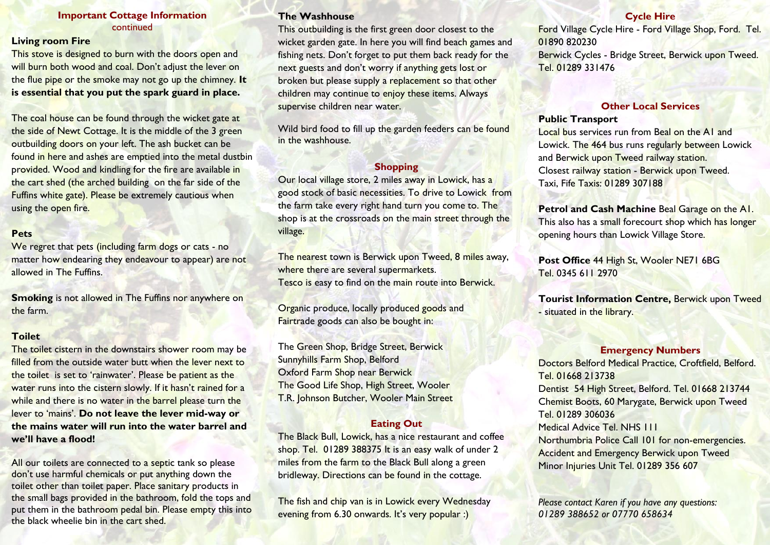## Important Cottage Information
continued

### Living room Fire

This stove is designed to burn with the doors open and will burn both wood and coal. Don't adjust the lever on the flue pipe or the smoke may not go up the chimney. **It is essential that you put the spark guard in place.**

The coal house can be found through the wicket gate at the side of Newt Cottage. It is the middle of the 3 green outbuilding doors on your left. The ash bucket can be found in here and ashes are emptied into the metal dustbin provided. Wood and kindling for the fire are available in the cart shed (the arched building on the far side of the Fuffins white gate). Please be extremely cautious when using the open fire.

### Pets

We regret that pets (including farm dogs or cats - no matter how endearing they endeavour to appear) are not allowed in The Fuffins.

**Smoking** is not allowed in The Fuffins nor anywhere on the farm.

### Toilet

The toilet cistern in the downstairs shower room may be filled from the outside water butt when the lever next to the toilet is set to 'rainwater'. Please be patient as the water runs into the cistern slowly. If it hasn't rained for a while and there is no water in the barrel please turn the lever to 'mains'. **Do not leave the lever mid-way or the mains water will run into the water barrel and we'll have a flood!**

All our toilets are connected to a septic tank so please don't use harmful chemicals or put anything down the toilet other than toilet paper. Place sanitary products in the small bags provided in the bathroom, fold the tops and put them in the bathroom pedal bin. Please empty this into the black wheelie bin in the cart shed.

### The Washhouse

This outbuilding is the first green door closest to the wicket garden gate. In here you will find beach games and fishing nets. Don't forget to put them back ready for the next guests and don't worry if anything gets lost or broken but please supply a replacement so that other children may continue to enjoy these items. Always supervise children near water.

Wild bird food to fill up the garden feeders can be found in the washhouse.

## Shopping

Our local village store, 2 miles away in Lowick, has a good stock of basic necessities. To drive to Lowick from the farm take every right hand turn you come to. The shop is at the crossroads on the main street through the village.

The nearest town is Berwick upon Tweed, 8 miles away, where there are several supermarkets.
Tesco is easy to find on the main route into Berwick.

Organic produce, locally produced goods and Fairtrade goods can also be bought in:

The Green Shop, Bridge Street, Berwick
Sunnyhills Farm Shop, Belford
Oxford Farm Shop near Berwick
The Good Life Shop, High Street, Wooler
T.R. Johnson Butcher, Wooler Main Street

## Eating Out

The Black Bull, Lowick, has a nice restaurant and coffee shop. Tel. 01289 388375 It is an easy walk of under 2 miles from the farm to the Black Bull along a green bridleway. Directions can be found in the cottage.

The fish and chip van is in Lowick every Wednesday evening from 6.30 onwards. It's very popular :)

## Cycle Hire

Ford Village Cycle Hire - Ford Village Shop, Ford. Tel. 01890 820230
Berwick Cycles - Bridge Street, Berwick upon Tweed. Tel. 01289 331476

## Other Local Services

### Public Transport

Local bus services run from Beal on the A1 and Lowick. The 464 bus runs regularly between Lowick and Berwick upon Tweed railway station.
Closest railway station - Berwick upon Tweed.
Taxi, Fife Taxis: 01289 307188

**Petrol and Cash Machine** Beal Garage on the A1. This also has a small forecourt shop which has longer opening hours than Lowick Village Store.

**Post Office** 44 High St, Wooler NE71 6BG
Tel. 0345 611 2970

**Tourist Information Centre,** Berwick upon Tweed - situated in the library.

## Emergency Numbers

Doctors Belford Medical Practice, Croftfield, Belford. Tel. 01668 213738
Dentist 54 High Street, Belford. Tel. 01668 213744
Chemist Boots, 60 Marygate, Berwick upon Tweed Tel. 01289 306036
Medical Advice Tel. NHS 111
Northumbria Police Call 101 for non-emergencies.
Accident and Emergency Berwick upon Tweed Minor Injuries Unit Tel. 01289 356 607

*Please contact Karen if you have any questions: 01289 388652 or 07770 658634*